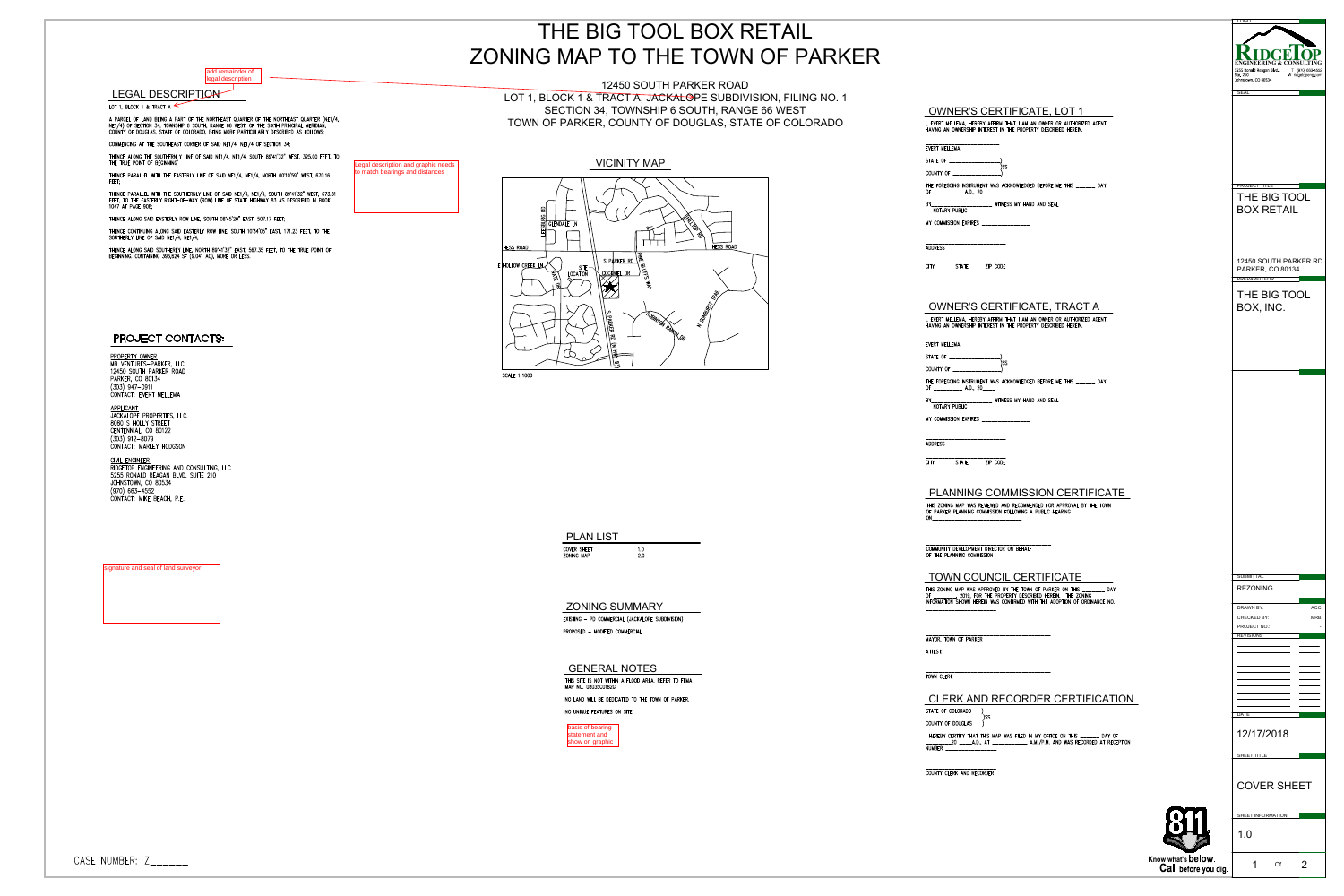# THE BIG TOOL BOX RETAIL
# ZONING MAP TO THE TOWN OF PARKER

12450 SOUTH PARKER ROAD
LOT 1, BLOCK 1 & TRACT A, JACKALOPE SUBDIVISION, FILING NO. 1
SECTION 34, TOWNSHIP 6 SOUTH, RANGE 66 WEST
TOWN OF PARKER, COUNTY OF DOUGLAS, STATE OF COLORADO

add remainder of legal description

## LEGAL DESCRIPTION

LOT 1, BLOCK 1 & TRACT A

A PARCEL OF LAND BEING A PART OF THE NORTHEAST QUARTER OF THE NORTHEAST QUARTER (NE1/4, NE1/4) OF SECTION 34, TOWNSHIP 6 SOUTH, RANGE 66 WEST, OF THE SIXTH PRINCIPAL MERIDIAN, COUNTY OF DOUGLAS, STATE OF COLORADO, BEING MORE PARTICULARLY DESCRIBED AS FOLLOWS:

COMMENCING AT THE SOUTHEAST CORNER OF SAID NE1/4, NE1/4 OF SECTION 34;

THENCE ALONG THE SOUTHERLY LINE OF SAID NE1/4, NE1/4, SOUTH 89°41'32" WEST, 325.00 FEET, TO THE TRUE POINT OF BEGINNING;

THENCE PARALLEL WITH THE EASTERLY LINE OF SAID NE1/4, NE1/4, NORTH 00°10'59" WEST, 670.16 FEET;

THENCE PARALLEL WITH THE SOUTHERLY LINE OF SAID NE1/4, NE1/4, SOUTH 89°41'32" WEST, 673.61 FEET, TO THE EASTERLY RIGHT-OF-WAY (ROW) LINE OF STATE HIGHWAY 83 AS DESCRIBED IN BOOK 1047 AT PAGE 908;

THENCE ALONG SAID EASTERLY ROW LINE, SOUTH 08°45'20" EAST, 507.17 FEET;

THENCE CONTINUING ALONG SAID EASTERLY ROW LINE, SOUTH 10°34'05" EAST, 171.23 FEET, TO THE SOUTHERLY LINE OF SAID NE1/4, NE1/4;

THENCE ALONG SAID SOUTHERLY LINE, NORTH 89°41'32" EAST, 567.35 FEET, TO THE TRUE POINT OF BEGINNING. CONTAINING 393,624 SF (9.041 AC), MORE OR LESS.

Legal description and graphic needs to match bearings and distances

## VICINITY MAP

SCALE 1:1000

## PROJECT CONTACTS:

PROPERTY OWNER
MB VENTURES-PARKER, LLC.
12450 SOUTH PARKER ROAD
PARKER, CO 80134
(303) 947-0911
CONTACT: EVERT MELLEMA

APPLICANT
JACKALOPE PROPERTIES, LLC.
8080 S HOLLY STREET
CENTENNIAL, CO 80122
(303) 912-8079
CONTACT: MARLEY HODGSON

CIVIL ENGINEER
RIDGETOP ENGINEERING AND CONSULTING, LLC
5255 RONALD REAGAN BLVD, SUITE 210
JOHNSTOWN, CO 80534
(970) 663-4552
CONTACT: MIKE BEACH, P.E.

signature and seal of land surveyor

## PLAN LIST

| | |
|---|---|
| COVER SHEET | 1.0 |
| ZONING MAP | 2.0 |

## ZONING SUMMARY

EXISTING – PD COMMERCIAL (JACKALOPE SUBDIVISION)

PROPOSED – MODIFIED COMMERCIAL

## GENERAL NOTES

THIS SITE IS NOT WITHIN A FLOOD AREA. REFER TO FEMA MAP NO. 08035C0182G.

NO LAND WILL BE DEDICATED TO THE TOWN OF PARKER.

NO UNIQUE FEATURES ON SITE.

basis of bearing statement and show on graphic

## OWNER'S CERTIFICATE, LOT 1

I, EVERT MELLEMA, HEREBY AFFIRM THAT I AM AN OWNER OR AUTHORIZED AGENT HAVING AN OWNERSHIP INTEREST IN THE PROPERTY DESCRIBED HEREIN.

______________
EVERT MELLEMA

STATE OF ______________ )
 )SS
COUNTY OF ______________ )

THE FOREGOING INSTRUMENT WAS ACKNOWLEDGED BEFORE ME THIS ______ DAY OF ________ A.D., 20____

BY______________ WITNESS MY HAND AND SEAL
NOTARY PUBLIC

MY COMMISSION EXPIRES ______________

______________
ADDRESS

______________
CITY STATE ZIP CODE

## OWNER'S CERTIFICATE, TRACT A

I, EVERT MELLEMA, HEREBY AFFIRM THAT I AM AN OWNER OR AUTHORIZED AGENT HAVING AN OWNERSHIP INTEREST IN THE PROPERTY DESCRIBED HEREIN.

______________
EVERT MELLEMA

STATE OF ______________ )
 )SS
COUNTY OF ______________ )

THE FOREGOING INSTRUMENT WAS ACKNOWLEDGED BEFORE ME THIS ______ DAY OF ________ A.D., 20____

BY______________ WITNESS MY HAND AND SEAL
NOTARY PUBLIC

MY COMMISSION EXPIRES ______________

______________
ADDRESS

______________
CITY STATE ZIP CODE

## PLANNING COMMISSION CERTIFICATE

THIS ZONING MAP WAS REVIEWED AND RECOMMENDED FOR APPROVAL BY THE TOWN OF PARKER PLANNING COMMISSION FOLLOWING A PUBLIC HEARING ON______________

______________
COMMUNITY DEVELOPMENT DIRECTOR ON BEHALF OF THE PLANNING COMMISSION

## TOWN COUNCIL CERTIFICATE

THIS ZONING MAP WAS APPROVED BY THE TOWN OF PARKER ON THIS ______ DAY OF ________, 2018, FOR THE PROPERTY DESCRIBED HEREIN. THE ZONING INFORMATION SHOWN HEREIN WAS CONFIRMED WITH THE ADOPTION OF ORDINANCE NO. ______________

______________
MAYOR, TOWN OF PARKER

ATTEST:

______________
TOWN CLERK

## CLERK AND RECORDER CERTIFICATION

STATE OF COLORADO )
 )SS
COUNTY OF DOUGLAS )

I HEREBY CERTIFY THAT THIS MAP WAS FILED IN MY OFFICE ON THIS ______ DAY OF ________20 ____A.D., AT __________ A.M./P.M. AND WAS RECORDED AT RECEPTION NUMBER ______________

______________
COUNTY CLERK AND RECORDER

RIDGETOP ENGINEERING & CONSULTING
5255 Ronald Reagan Blvd., Ste. 210, Johnstown, CO 80534
T: (970) 663-4552
W: ridgetopeng.com

PROJECT TITLE: THE BIG TOOL BOX RETAIL

12450 SOUTH PARKER RD, PARKER, CO 80134

PREPARED FOR: THE BIG TOOL BOX, INC.

SUBMITTAL: REZONING

DRAWN BY: ACC
CHECKED BY: MRB
PROJECT NO.:

DATE: 12/17/2018

SHEET TITLE: COVER SHEET

SHEET INFORMATION: 1.0

Know what's below. Call before you dig.

CASE NUMBER: Z______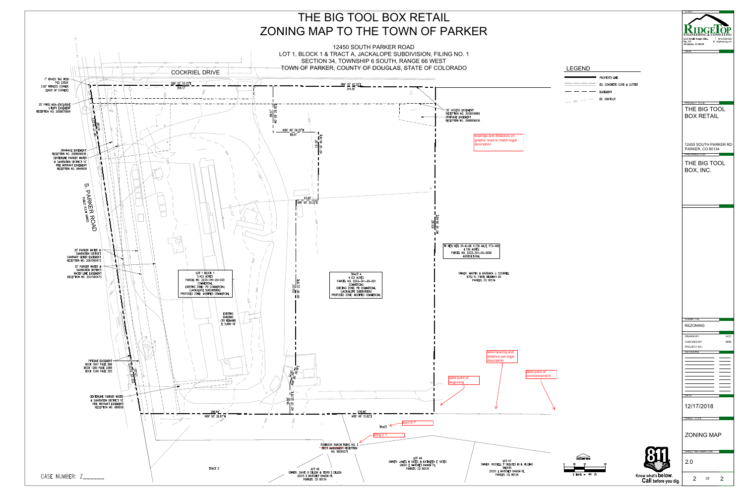# THE BIG TOOL BOX RETAIL
# ZONING MAP TO THE TOWN OF PARKER

12450 SOUTH PARKER ROAD
LOT 1, BLOCK 1 & TRACT A, JACKALOPE SUBDIVISION, FILING NO. 1
SECTION 34, TOWNSHIP 6 SOUTH, RANGE 66 WEST
TOWN OF PARKER, COUNTY OF DOUGLAS, STATE OF COLORADO

COCKRIEL DRIVE

S. PARKER ROAD
PUBLIC R.O.W VARIES

1" BRASS TAG WSSI
PLS 23524
3.00' WITNESS CORNER
(EAST OF CORNER)

25' PWSD NON-EXCLUSIVE UTILITY EASEMENT
RECEPTION NO. 2008070604

DRAINAGE EASEMENT
RECEPTION NO. 2008056636

CENTERLINE PARKER WATER & SANITATION DISTRICT 10' FIRE HYDRANT EASEMENT
RECEPTION NO. 9846659

30' PARKER WATER & SANITATION DISTRICT SANITARY SEWER EASEMENT
RECEPTION NO. 2007080473

30' PARKER WATER & SANITATION DISTRICT WATER LINE EASEMENT
RECEPTION NO. 2007080473

PIPELINE EASEMENT
BOOK 1047 PAGE 908
BOOK 1205 PAGE 2368
BOOK 1249 PAGE 325

CENTERLINE PARKER WATER & SANITATION DISTRICT 10' FIRE HYDRANT EASEMENT
RECEPTION NO. 986656

S89° 50' 02.22"E 354.17'

S89° 50' 02.22"E 314.35'

N89° 49' 09.22"W 66.01'

43.05' S89° 50' 20.32"E

288.66' N89° 50' 26.87"W

278.86' N89° 49' 15.82"E

35' ACCESS EASEMENT
RECEPTION NO. 2008018889
DRAINAGE EASEMENT
RECEPTION NO. 2008056636

bearings and distances on graphic need to match legal description

TR NE¼ NE¼ 34-6-66 4.739 AM/L 173-489
4.739 ACRES
PARCEL NO. 2233-341-00-0030
AGRICULTURAL

OWNER: MARTIN & BARBARA J. COCKRIEL
8752 N. STATE HIGHWAY 83
PARKER, CO 80134

LOT 1 BLOCK 1
5.423 ACRES
PARCEL NO. 2233-341-20-020
COMMERCIAL
EXISTING ZONE: PD COMMERCIAL (JACKALOPE SUBDIVISION)
PROPOSED ZONE: MODIFIED COMMERCIAL

TRACT A
4.152 ACRES
PARCEL NO. 2233-341-20-021
COMMERCIAL
EXISTING ZONE: PD COMMERCIAL (JACKALOPE SUBDIVISION)
PROPOSED ZONE: MODIFIED COMMERCIAL

EXISTING BUILDING (TO REMAIN) ± 5,800 SF

label bearing and distance per legal description

label point of beginning

label point of commencement

TRACT

Tract D ?

filing 1 ?

ROBINSON RANCH FILING NO. 2
FIRST AMENDMENT RECEPTION NO. 99093271

TRACT D

LOT 49
OWNER: DAVID S DILLON & TERRI S DILLON
20015 E HATCHET RANCH PL
PARKER, CO 80134

LOT 48
OWNER: JAMES H YATES & KATHLEEN E YATES
20047 E HATCHET RANCH PL
PARKER, CO 80134

LOT 47
OWNER: RUSSELL T SKEATES III & XIUQING SKEATS
20031 E HATCHET RANCH PL
PARKER, CO 80134

## LEGEND

- PROPERTY LINE
- EX. CONCRETE CURB & GUTTER
- EASEMENT
- EX. CONTOUR

NORTH

1 inch = 40 ft.

Know what's below. Call before you dig.

CASE NUMBER: Z______

RIDGETOP ENGINEERING & CONSULTING
5255 Ronald Reagan Blvd., Ste. 210, Johnstown, CO 80534

SEAL

PROJECT TITLE: THE BIG TOOL BOX RETAIL

12450 SOUTH PARKER RD
PARKER, CO 80134

PREPARED FOR: THE BIG TOOL BOX, INC.

SUBMITTAL: REZONING

DRAWN BY: ACC
CHECKED BY: MRB
PROJECT NO.:

REVISIONS

DATE: 12/17/2018

SHEET TITLE: ZONING MAP

SHEET INFORMATION: 2.0